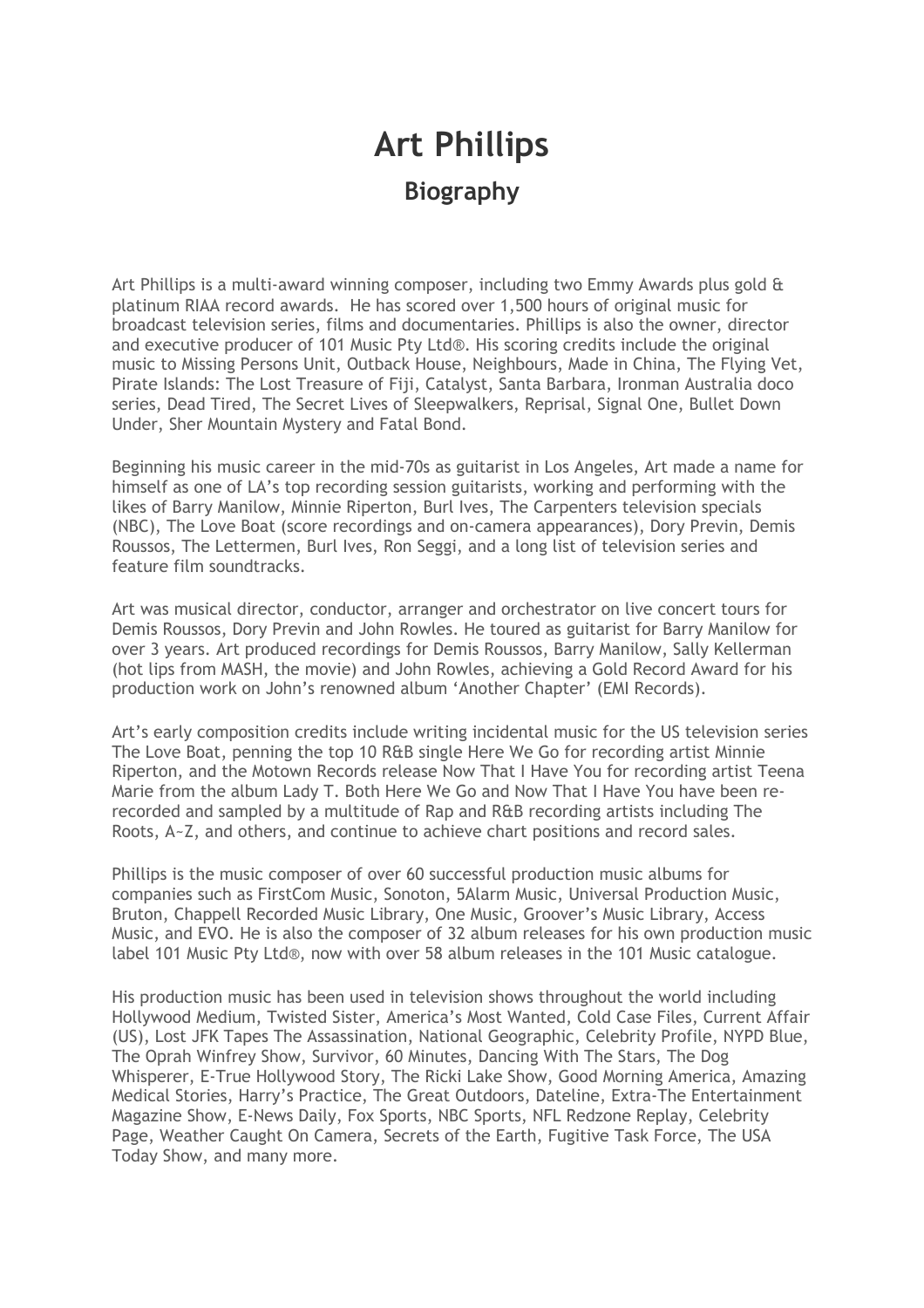# Art Phillips

## Biography

Art Phillips is a multi-award winning composer, including two Emmy Awards plus gold & platinum RIAA record awards. He has scored over 1,500 hours of original music for broadcast television series, films and documentaries. Phillips is also the owner, director and executive producer of 101 Music Pty Ltd®. His scoring credits include the original music to Missing Persons Unit, Outback House, Neighbours, Made in China, The Flying Vet, Pirate Islands: The Lost Treasure of Fiji, Catalyst, Santa Barbara, Ironman Australia doco series, Dead Tired, The Secret Lives of Sleepwalkers, Reprisal, Signal One, Bullet Down Under, Sher Mountain Mystery and Fatal Bond.

Beginning his music career in the mid-70s as guitarist in Los Angeles, Art made a name for himself as one of LA's top recording session guitarists, working and performing with the likes of Barry Manilow, Minnie Riperton, Burl Ives, The Carpenters television specials (NBC), The Love Boat (score recordings and on-camera appearances), Dory Previn, Demis Roussos, The Lettermen, Burl Ives, Ron Seggi, and a long list of television series and feature film soundtracks.

Art was musical director, conductor, arranger and orchestrator on live concert tours for Demis Roussos, Dory Previn and John Rowles. He toured as guitarist for Barry Manilow for over 3 years. Art produced recordings for Demis Roussos, Barry Manilow, Sally Kellerman (hot lips from MASH, the movie) and John Rowles, achieving a Gold Record Award for his production work on John's renowned album 'Another Chapter' (EMI Records).

Art's early composition credits include writing incidental music for the US television series The Love Boat, penning the top 10 R&B single Here We Go for recording artist Minnie Riperton, and the Motown Records release Now That I Have You for recording artist Teena Marie from the album Lady T. Both Here We Go and Now That I Have You have been re-recorded and sampled by a multitude of Rap and R&B recording artists including The Roots, A~Z, and others, and continue to achieve chart positions and record sales.

Phillips is the music composer of over 60 successful production music albums for companies such as FirstCom Music, Sonoton, 5Alarm Music, Universal Production Music, Bruton, Chappell Recorded Music Library, One Music, Groover's Music Library, Access Music, and EVO. He is also the composer of 32 album releases for his own production music label 101 Music Pty Ltd®, now with over 58 album releases in the 101 Music catalogue.

His production music has been used in television shows throughout the world including Hollywood Medium, Twisted Sister, America's Most Wanted, Cold Case Files, Current Affair (US), Lost JFK Tapes The Assassination, National Geographic, Celebrity Profile, NYPD Blue, The Oprah Winfrey Show, Survivor, 60 Minutes, Dancing With The Stars, The Dog Whisperer, E-True Hollywood Story, The Ricki Lake Show, Good Morning America, Amazing Medical Stories, Harry's Practice, The Great Outdoors, Dateline, Extra-The Entertainment Magazine Show, E-News Daily, Fox Sports, NBC Sports, NFL Redzone Replay, Celebrity Page, Weather Caught On Camera, Secrets of the Earth, Fugitive Task Force, The USA Today Show, and many more.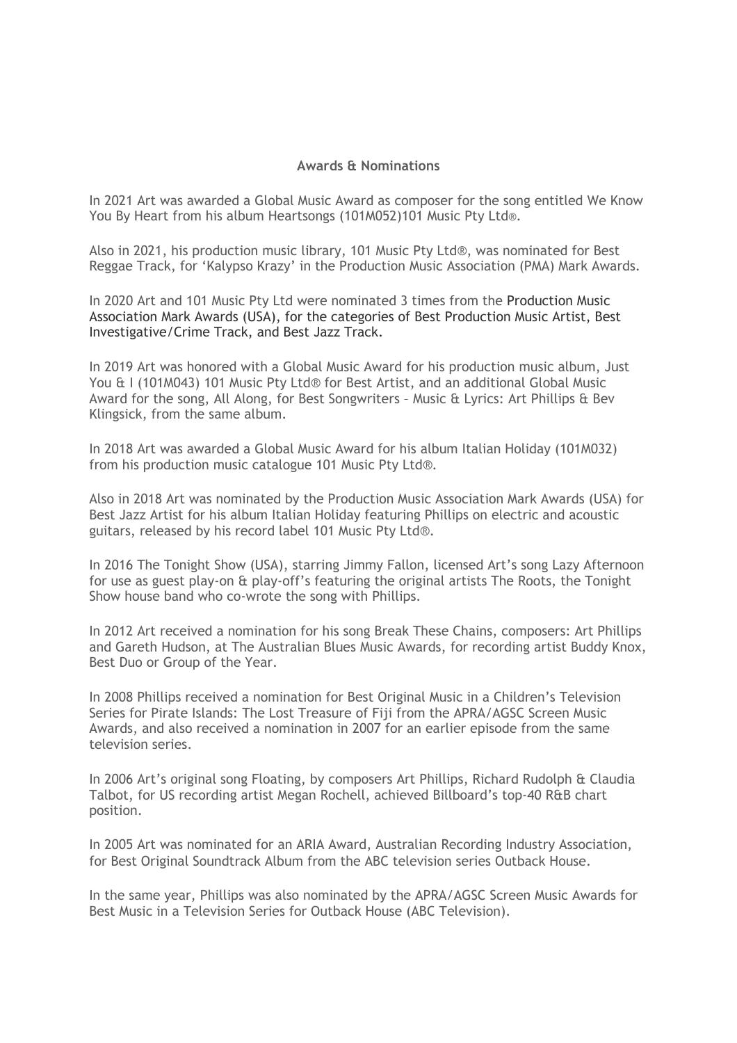## Awards & Nominations

In 2021 Art was awarded a Global Music Award as composer for the song entitled We Know You By Heart from his album Heartsongs (101M052)101 Music Pty Ltd®.

Also in 2021, his production music library, 101 Music Pty Ltd®, was nominated for Best Reggae Track, for 'Kalypso Krazy' in the Production Music Association (PMA) Mark Awards.

In 2020 Art and 101 Music Pty Ltd were nominated 3 times from the Production Music Association Mark Awards (USA), for the categories of Best Production Music Artist, Best Investigative/Crime Track, and Best Jazz Track.

In 2019 Art was honored with a Global Music Award for his production music album, Just You & I (101M043) 101 Music Pty Ltd® for Best Artist, and an additional Global Music Award for the song, All Along, for Best Songwriters – Music & Lyrics: Art Phillips & Bev Klingsick, from the same album.

In 2018 Art was awarded a Global Music Award for his album Italian Holiday (101M032) from his production music catalogue 101 Music Pty Ltd®.

Also in 2018 Art was nominated by the Production Music Association Mark Awards (USA) for Best Jazz Artist for his album Italian Holiday featuring Phillips on electric and acoustic guitars, released by his record label 101 Music Pty Ltd®.

In 2016 The Tonight Show (USA), starring Jimmy Fallon, licensed Art's song Lazy Afternoon for use as guest play-on & play-off's featuring the original artists The Roots, the Tonight Show house band who co-wrote the song with Phillips.

In 2012 Art received a nomination for his song Break These Chains, composers: Art Phillips and Gareth Hudson, at The Australian Blues Music Awards, for recording artist Buddy Knox, Best Duo or Group of the Year.

In 2008 Phillips received a nomination for Best Original Music in a Children's Television Series for Pirate Islands: The Lost Treasure of Fiji from the APRA/AGSC Screen Music Awards, and also received a nomination in 2007 for an earlier episode from the same television series.

In 2006 Art's original song Floating, by composers Art Phillips, Richard Rudolph & Claudia Talbot, for US recording artist Megan Rochell, achieved Billboard's top-40 R&B chart position.

In 2005 Art was nominated for an ARIA Award, Australian Recording Industry Association, for Best Original Soundtrack Album from the ABC television series Outback House.

In the same year, Phillips was also nominated by the APRA/AGSC Screen Music Awards for Best Music in a Television Series for Outback House (ABC Television).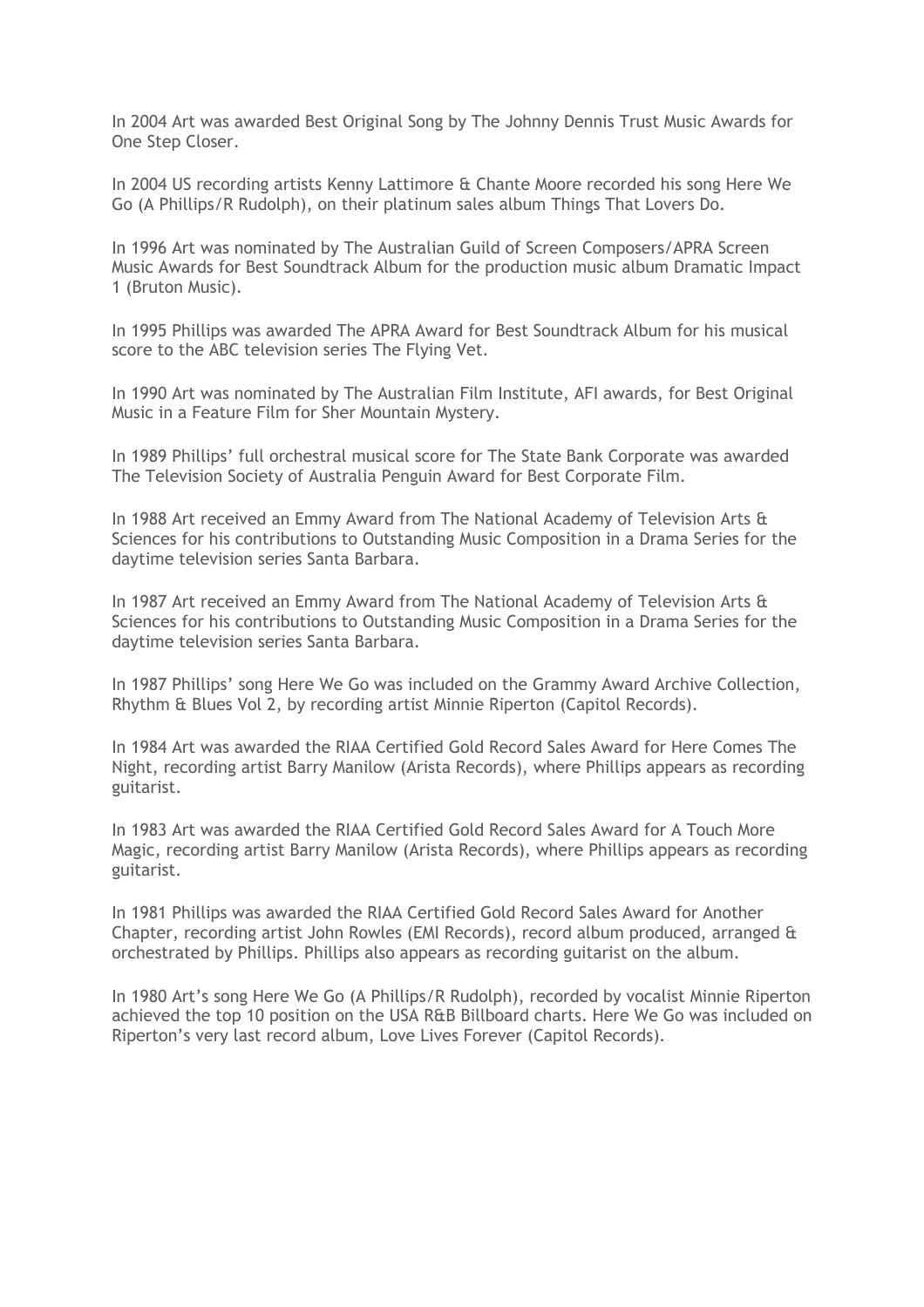In 2004 Art was awarded Best Original Song by The Johnny Dennis Trust Music Awards for One Step Closer.

In 2004 US recording artists Kenny Lattimore & Chante Moore recorded his song Here We Go (A Phillips/R Rudolph), on their platinum sales album Things That Lovers Do.

In 1996 Art was nominated by The Australian Guild of Screen Composers/APRA Screen Music Awards for Best Soundtrack Album for the production music album Dramatic Impact 1 (Bruton Music).

In 1995 Phillips was awarded The APRA Award for Best Soundtrack Album for his musical score to the ABC television series The Flying Vet.

In 1990 Art was nominated by The Australian Film Institute, AFI awards, for Best Original Music in a Feature Film for Sher Mountain Mystery.

In 1989 Phillips' full orchestral musical score for The State Bank Corporate was awarded The Television Society of Australia Penguin Award for Best Corporate Film.

In 1988 Art received an Emmy Award from The National Academy of Television Arts & Sciences for his contributions to Outstanding Music Composition in a Drama Series for the daytime television series Santa Barbara.

In 1987 Art received an Emmy Award from The National Academy of Television Arts & Sciences for his contributions to Outstanding Music Composition in a Drama Series for the daytime television series Santa Barbara.

In 1987 Phillips' song Here We Go was included on the Grammy Award Archive Collection, Rhythm & Blues Vol 2, by recording artist Minnie Riperton (Capitol Records).

In 1984 Art was awarded the RIAA Certified Gold Record Sales Award for Here Comes The Night, recording artist Barry Manilow (Arista Records), where Phillips appears as recording guitarist.

In 1983 Art was awarded the RIAA Certified Gold Record Sales Award for A Touch More Magic, recording artist Barry Manilow (Arista Records), where Phillips appears as recording guitarist.

In 1981 Phillips was awarded the RIAA Certified Gold Record Sales Award for Another Chapter, recording artist John Rowles (EMI Records), record album produced, arranged & orchestrated by Phillips. Phillips also appears as recording guitarist on the album.

In 1980 Art's song Here We Go (A Phillips/R Rudolph), recorded by vocalist Minnie Riperton achieved the top 10 position on the USA R&B Billboard charts. Here We Go was included on Riperton's very last record album, Love Lives Forever (Capitol Records).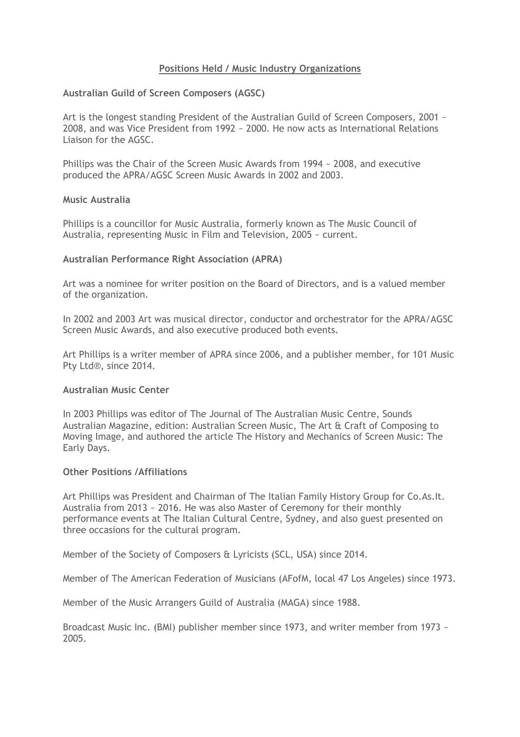## Positions Held / Music Industry Organizations

**Australian Guild of Screen Composers (AGSC)**

Art is the longest standing President of the Australian Guild of Screen Composers, 2001 ~ 2008, and was Vice President from 1992 ~ 2000. He now acts as International Relations Liaison for the AGSC.

Phillips was the Chair of the Screen Music Awards from 1994 ~ 2008, and executive produced the APRA/AGSC Screen Music Awards in 2002 and 2003.

**Music Australia**

Phillips is a councillor for Music Australia, formerly known as The Music Council of Australia, representing Music in Film and Television, 2005 ~ current.

**Australian Performance Right Association (APRA)**

Art was a nominee for writer position on the Board of Directors, and is a valued member of the organization.

In 2002 and 2003 Art was musical director, conductor and orchestrator for the APRA/AGSC Screen Music Awards, and also executive produced both events.

Art Phillips is a writer member of APRA since 2006, and a publisher member, for 101 Music Pty Ltd®, since 2014.

**Australian Music Center**

In 2003 Phillips was editor of The Journal of The Australian Music Centre, Sounds Australian Magazine, edition: Australian Screen Music, The Art & Craft of Composing to Moving Image, and authored the article The History and Mechanics of Screen Music: The Early Days.

**Other Positions /Affiliations**

Art Phillips was President and Chairman of The Italian Family History Group for Co.As.It. Australia from 2013 ~ 2016. He was also Master of Ceremony for their monthly performance events at The Italian Cultural Centre, Sydney, and also guest presented on three occasions for the cultural program.

Member of the Society of Composers & Lyricists (SCL, USA) since 2014.

Member of The American Federation of Musicians (AFofM, local 47 Los Angeles) since 1973.

Member of the Music Arrangers Guild of Australia (MAGA) since 1988.

Broadcast Music Inc. (BMI) publisher member since 1973, and writer member from 1973 ~ 2005.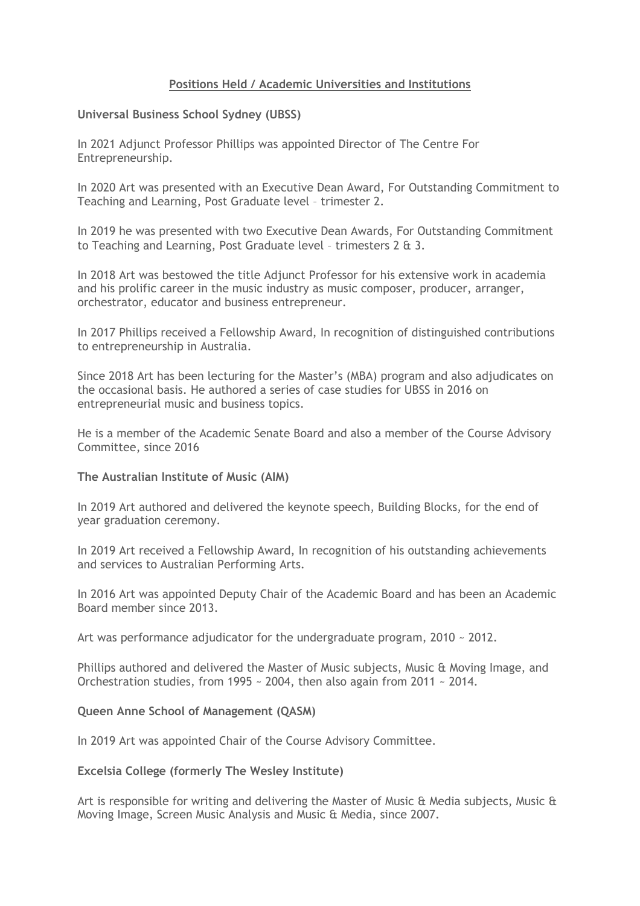## Positions Held / Academic Universities and Institutions

**Universal Business School Sydney (UBSS)**

In 2021 Adjunct Professor Phillips was appointed Director of The Centre For Entrepreneurship.

In 2020 Art was presented with an Executive Dean Award, For Outstanding Commitment to Teaching and Learning, Post Graduate level – trimester 2.

In 2019 he was presented with two Executive Dean Awards, For Outstanding Commitment to Teaching and Learning, Post Graduate level – trimesters 2 & 3.

In 2018 Art was bestowed the title Adjunct Professor for his extensive work in academia and his prolific career in the music industry as music composer, producer, arranger, orchestrator, educator and business entrepreneur.

In 2017 Phillips received a Fellowship Award, In recognition of distinguished contributions to entrepreneurship in Australia.

Since 2018 Art has been lecturing for the Master's (MBA) program and also adjudicates on the occasional basis. He authored a series of case studies for UBSS in 2016 on entrepreneurial music and business topics.

He is a member of the Academic Senate Board and also a member of the Course Advisory Committee, since 2016

**The Australian Institute of Music (AIM)**

In 2019 Art authored and delivered the keynote speech, Building Blocks, for the end of year graduation ceremony.

In 2019 Art received a Fellowship Award, In recognition of his outstanding achievements and services to Australian Performing Arts.

In 2016 Art was appointed Deputy Chair of the Academic Board and has been an Academic Board member since 2013.

Art was performance adjudicator for the undergraduate program, 2010 ~ 2012.

Phillips authored and delivered the Master of Music subjects, Music & Moving Image, and Orchestration studies, from 1995 ~ 2004, then also again from 2011 ~ 2014.

**Queen Anne School of Management (QASM)**

In 2019 Art was appointed Chair of the Course Advisory Committee.

**Excelsia College (formerly The Wesley Institute)**

Art is responsible for writing and delivering the Master of Music & Media subjects, Music & Moving Image, Screen Music Analysis and Music & Media, since 2007.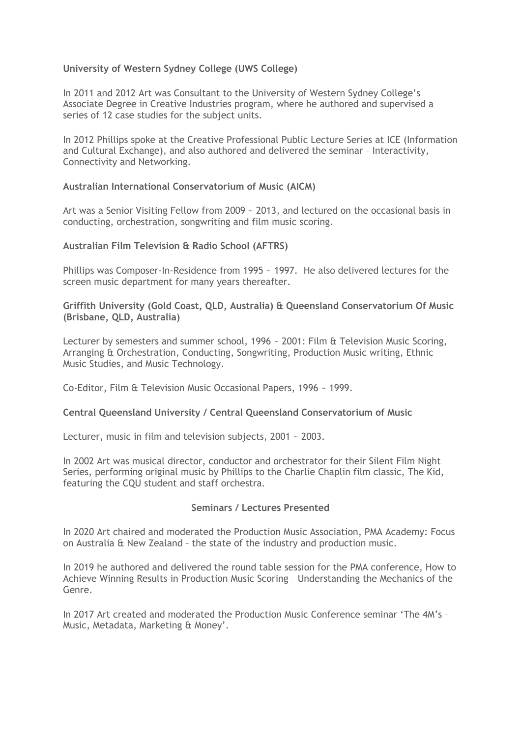**University of Western Sydney College (UWS College)**

In 2011 and 2012 Art was Consultant to the University of Western Sydney College's Associate Degree in Creative Industries program, where he authored and supervised a series of 12 case studies for the subject units.

In 2012 Phillips spoke at the Creative Professional Public Lecture Series at ICE (Information and Cultural Exchange), and also authored and delivered the seminar – Interactivity, Connectivity and Networking.

**Australian International Conservatorium of Music (AICM)**

Art was a Senior Visiting Fellow from 2009 ~ 2013, and lectured on the occasional basis in conducting, orchestration, songwriting and film music scoring.

**Australian Film Television & Radio School (AFTRS)**

Phillips was Composer-In-Residence from 1995 ~ 1997. He also delivered lectures for the screen music department for many years thereafter.

**Griffith University (Gold Coast, QLD, Australia) & Queensland Conservatorium Of Music (Brisbane, QLD, Australia)**

Lecturer by semesters and summer school, 1996 ~ 2001: Film & Television Music Scoring, Arranging & Orchestration, Conducting, Songwriting, Production Music writing, Ethnic Music Studies, and Music Technology.

Co-Editor, Film & Television Music Occasional Papers, 1996 ~ 1999.

**Central Queensland University / Central Queensland Conservatorium of Music**

Lecturer, music in film and television subjects, 2001 ~ 2003.

In 2002 Art was musical director, conductor and orchestrator for their Silent Film Night Series, performing original music by Phillips to the Charlie Chaplin film classic, The Kid, featuring the CQU student and staff orchestra.

**Seminars / Lectures Presented**

In 2020 Art chaired and moderated the Production Music Association, PMA Academy: Focus on Australia & New Zealand – the state of the industry and production music.

In 2019 he authored and delivered the round table session for the PMA conference, How to Achieve Winning Results in Production Music Scoring – Understanding the Mechanics of the Genre.

In 2017 Art created and moderated the Production Music Conference seminar 'The 4M's – Music, Metadata, Marketing & Money'.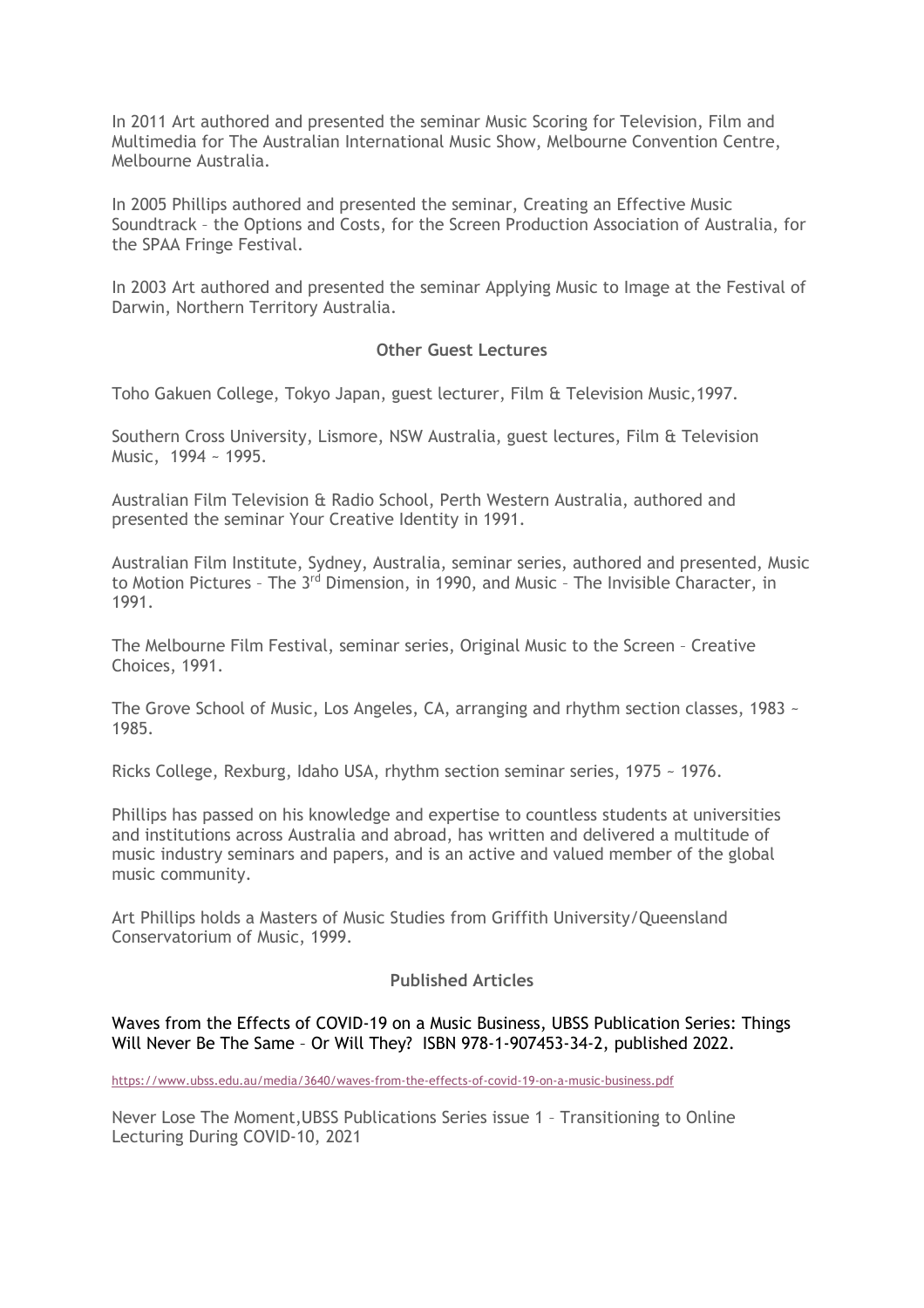In 2011 Art authored and presented the seminar Music Scoring for Television, Film and Multimedia for The Australian International Music Show, Melbourne Convention Centre, Melbourne Australia.

In 2005 Phillips authored and presented the seminar, Creating an Effective Music Soundtrack – the Options and Costs, for the Screen Production Association of Australia, for the SPAA Fringe Festival.

In 2003 Art authored and presented the seminar Applying Music to Image at the Festival of Darwin, Northern Territory Australia.

### Other Guest Lectures

Toho Gakuen College, Tokyo Japan, guest lecturer, Film & Television Music,1997.

Southern Cross University, Lismore, NSW Australia, guest lectures, Film & Television Music, 1994 ~ 1995.

Australian Film Television & Radio School, Perth Western Australia, authored and presented the seminar Your Creative Identity in 1991.

Australian Film Institute, Sydney, Australia, seminar series, authored and presented, Music to Motion Pictures – The 3rd Dimension, in 1990, and Music – The Invisible Character, in 1991.

The Melbourne Film Festival, seminar series, Original Music to the Screen – Creative Choices, 1991.

The Grove School of Music, Los Angeles, CA, arranging and rhythm section classes, 1983 ~ 1985.

Ricks College, Rexburg, Idaho USA, rhythm section seminar series, 1975 ~ 1976.

Phillips has passed on his knowledge and expertise to countless students at universities and institutions across Australia and abroad, has written and delivered a multitude of music industry seminars and papers, and is an active and valued member of the global music community.

Art Phillips holds a Masters of Music Studies from Griffith University/Queensland Conservatorium of Music, 1999.

### Published Articles

Waves from the Effects of COVID-19 on a Music Business, UBSS Publication Series: Things Will Never Be The Same – Or Will They? ISBN 978-1-907453-34-2, published 2022.

https://www.ubss.edu.au/media/3640/waves-from-the-effects-of-covid-19-on-a-music-business.pdf

Never Lose The Moment,UBSS Publications Series issue 1 – Transitioning to Online Lecturing During COVID-10, 2021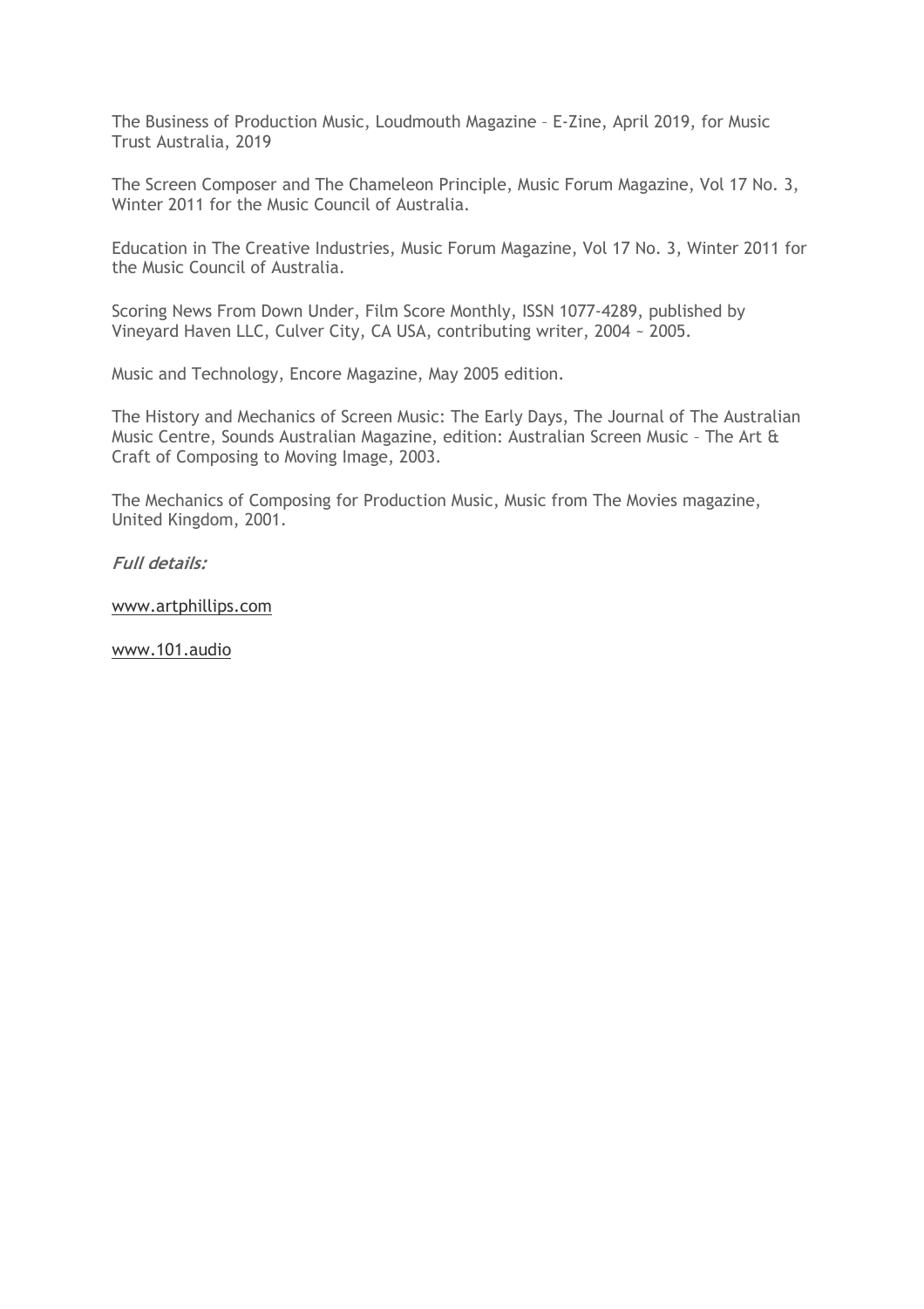The Business of Production Music, Loudmouth Magazine – E-Zine, April 2019, for Music Trust Australia, 2019

The Screen Composer and The Chameleon Principle, Music Forum Magazine, Vol 17 No. 3, Winter 2011 for the Music Council of Australia.

Education in The Creative Industries, Music Forum Magazine, Vol 17 No. 3, Winter 2011 for the Music Council of Australia.

Scoring News From Down Under, Film Score Monthly, ISSN 1077-4289, published by Vineyard Haven LLC, Culver City, CA USA, contributing writer, 2004 ~ 2005.

Music and Technology, Encore Magazine, May 2005 edition.

The History and Mechanics of Screen Music: The Early Days, The Journal of The Australian Music Centre, Sounds Australian Magazine, edition: Australian Screen Music – The Art & Craft of Composing to Moving Image, 2003.

The Mechanics of Composing for Production Music, Music from The Movies magazine, United Kingdom, 2001.

***Full details:***

www.artphillips.com

www.101.audio